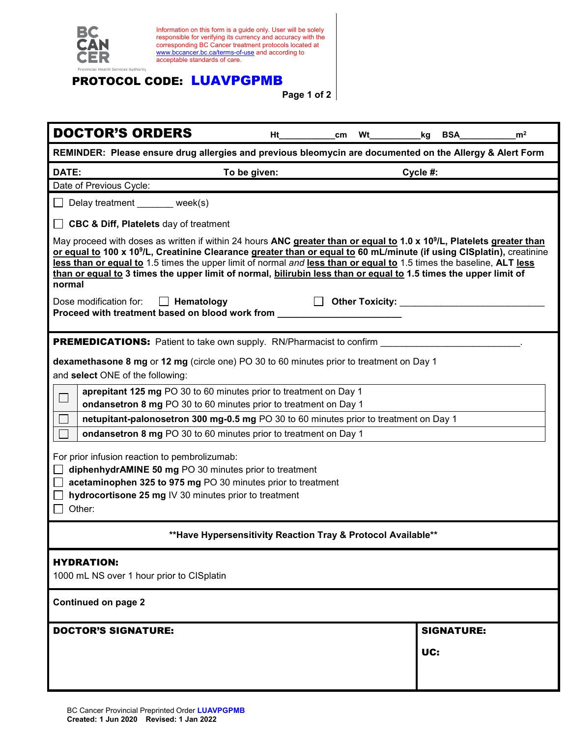BC CANCER
Provincial Health Services Authority

Information on this form is a guide only. User will be solely responsible for verifying its currency and accuracy with the corresponding BC Cancer treatment protocols located at www.bccancer.bc.ca/terms-of-use and according to acceptable standards of care.

**PROTOCOL CODE: LUAVPGPMB**

## DOCTOR'S ORDERS

Ht__________cm Wt__________kg BSA__________m$^2$

**REMINDER: Please ensure drug allergies and previous bleomycin are documented on the Allergy & Alert Form**

**DATE:** **To be given:** **Cycle #:**

Date of Previous Cycle:

☐ Delay treatment _______ week(s)

☐ **CBC & Diff, Platelets** day of treatment

May proceed with doses as written if within 24 hours **ANC greater than or equal to 1.0 x 10$^9$/L, Platelets greater than or equal to 100 x 10$^9$/L, Creatinine Clearance greater than or equal to 60 mL/minute (if using CISplatin),** creatinine **less than or equal to** 1.5 times the upper limit of normal *and* **less than or equal to** 1.5 times the baseline, **ALT less than or equal to 3 times the upper limit of normal, bilirubin less than or equal to 1.5 times the upper limit of normal**

Dose modification for: ☐ **Hematology** ☐ **Other Toxicity:** ____________________________
**Proceed with treatment based on blood work from** ________________________

**PREMEDICATIONS:** Patient to take own supply. RN/Pharmacist to confirm ___________________________.

**dexamethasone 8 mg** or **12 mg** (circle one) PO 30 to 60 minutes prior to treatment on Day 1
and **select** ONE of the following:

| | |
|---|---|
| ☐ | **aprepitant 125 mg** PO 30 to 60 minutes prior to treatment on Day 1<br>**ondansetron 8 mg** PO 30 to 60 minutes prior to treatment on Day 1 |
| ☐ | **netupitant-palonosetron 300 mg-0.5 mg** PO 30 to 60 minutes prior to treatment on Day 1 |
| ☐ | **ondansetron 8 mg** PO 30 to 60 minutes prior to treatment on Day 1 |

For prior infusion reaction to pembrolizumab:
☐ **diphenhydrAMINE 50 mg** PO 30 minutes prior to treatment
☐ **acetaminophen 325 to 975 mg** PO 30 minutes prior to treatment
☐ **hydrocortisone 25 mg** IV 30 minutes prior to treatment
☐ Other:

**\*\*Have Hypersensitivity Reaction Tray & Protocol Available\*\***

**HYDRATION:**
1000 mL NS over 1 hour prior to CISplatin

**Continued on page 2**

**DOCTOR'S SIGNATURE:**

**SIGNATURE:**

**UC:**

BC Cancer Provincial Preprinted Order **LUAVPGPMB**
**Created: 1 Jun 2020 Revised: 1 Jan 2022**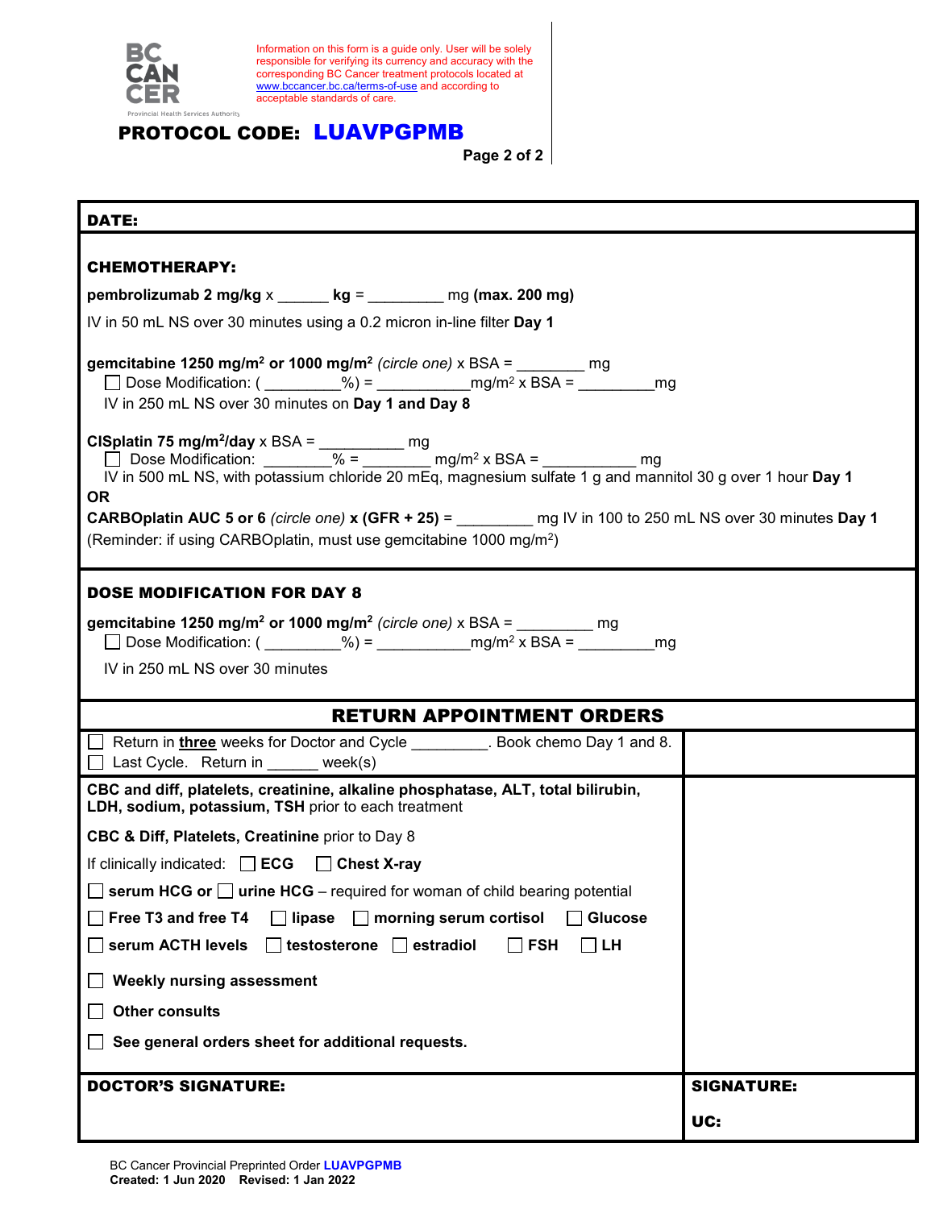BC CANCER
Provincial Health Services Authority

Information on this form is a guide only. User will be solely responsible for verifying its currency and accuracy with the corresponding BC Cancer treatment protocols located at www.bccancer.bc.ca/terms-of-use and according to acceptable standards of care.

**PROTOCOL CODE: LUAVPGPMB**

**DATE:**

**CHEMOTHERAPY:**

**pembrolizumab 2 mg/kg** x ______ **kg** = _________ mg **(max. 200 mg)**

IV in 50 mL NS over 30 minutes using a 0.2 micron in-line filter **Day 1**

**gemcitabine 1250 mg/m$^2$ or 1000 mg/m$^2$** *(circle one)* x BSA = ________ mg

☐ Dose Modification: ( _________%) = ___________mg/m$^2$ x BSA = _________mg

IV in 250 mL NS over 30 minutes on **Day 1 and Day 8**

**CISplatin 75 mg/m$^2$/day** x BSA = __________ mg

☐ Dose Modification: ________% = ________ mg/m$^2$ x BSA = ___________ mg

IV in 500 mL NS, with potassium chloride 20 mEq, magnesium sulfate 1 g and mannitol 30 g over 1 hour **Day 1**

**OR**

**CARBOplatin AUC 5 or 6** *(circle one)* **x (GFR + 25)** = _________ mg IV in 100 to 250 mL NS over 30 minutes **Day 1**

(Reminder: if using CARBOplatin, must use gemcitabine 1000 mg/m$^2$)

**DOSE MODIFICATION FOR DAY 8**

**gemcitabine 1250 mg/m$^2$ or 1000 mg/m$^2$** *(circle one)* x BSA = _________ mg

☐ Dose Modification: ( _________%) = ___________mg/m$^2$ x BSA = _________mg

IV in 250 mL NS over 30 minutes

**RETURN APPOINTMENT ORDERS**

☐ Return in **three** weeks for Doctor and Cycle _________. Book chemo Day 1 and 8.

☐ Last Cycle. Return in ______ week(s)

**CBC and diff, platelets, creatinine, alkaline phosphatase, ALT, total bilirubin, LDH, sodium, potassium, TSH** prior to each treatment

**CBC & Diff, Platelets, Creatinine** prior to Day 8

If clinically indicated: ☐ **ECG** ☐ **Chest X-ray**

☐ **serum HCG or** ☐ **urine HCG** – required for woman of child bearing potential

☐ **Free T3 and free T4** ☐ **lipase** ☐ **morning serum cortisol** ☐ **Glucose**

☐ **serum ACTH levels** ☐ **testosterone** ☐ **estradiol** ☐ **FSH** ☐ **LH**

☐ **Weekly nursing assessment**

☐ **Other consults**

☐ **See general orders sheet for additional requests.**

| **DOCTOR'S SIGNATURE:** | **SIGNATURE:** <br> **UC:** |
|---|---|

BC Cancer Provincial Preprinted Order LUAVPGPMB
Created: 1 Jun 2020 Revised: 1 Jan 2022